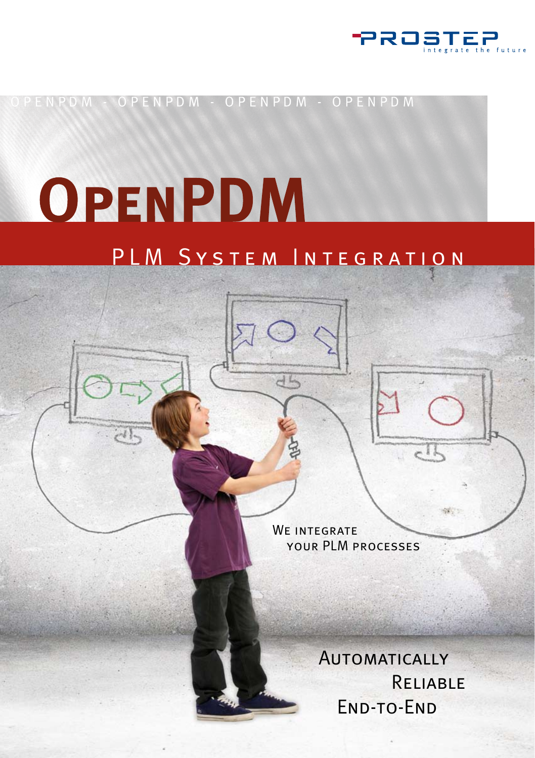PROSTEP
integrate the future

OPENPDM - OPENPDM - OPENPDM - OPENPDM

# OpenPDM

## PLM System Integration

We integrate
your PLM processes

Automatically
Reliable
End-to-End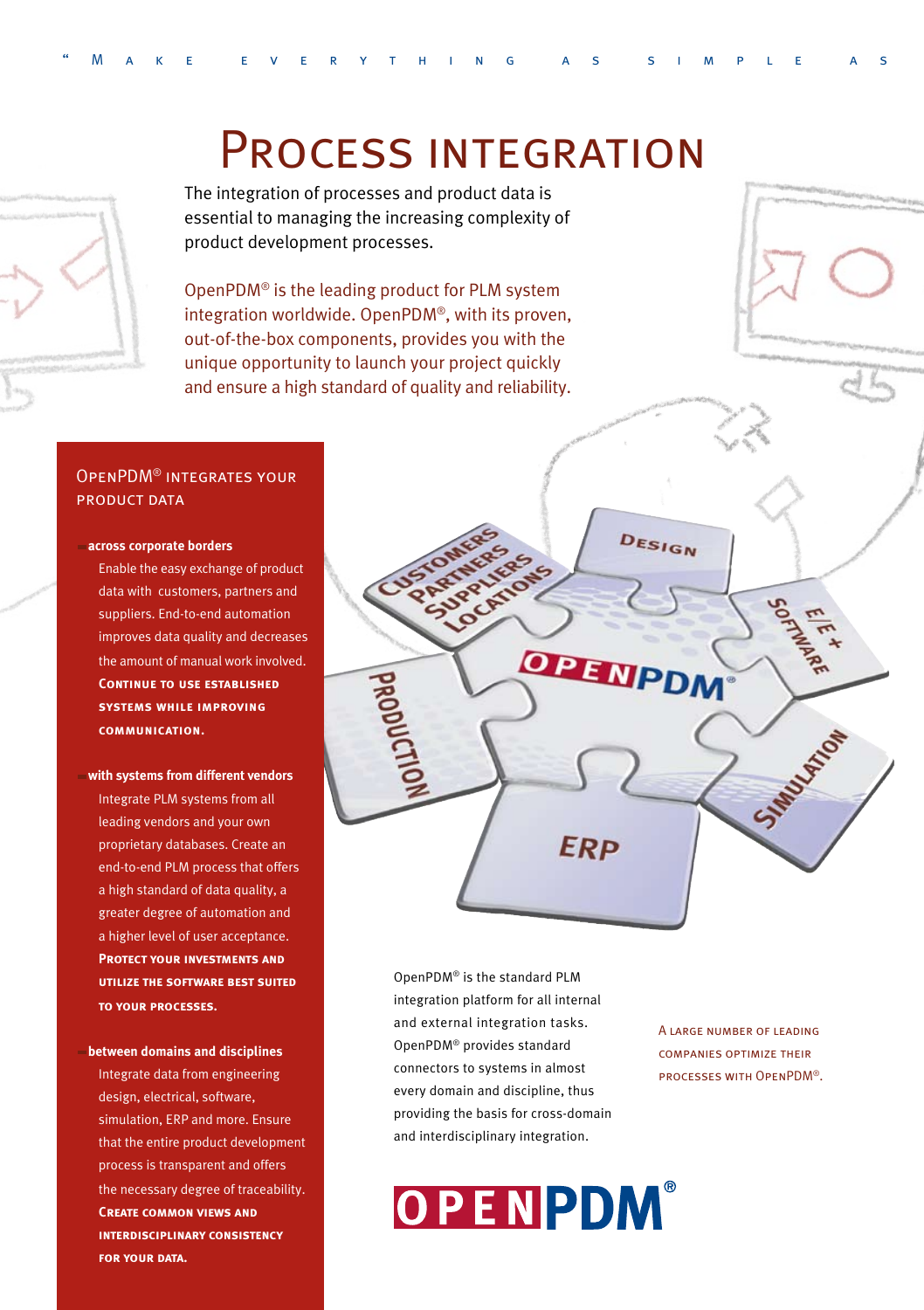# Process integration

The integration of processes and product data is essential to managing the increasing complexity of product development processes.

OpenPDM® is the leading product for PLM system integration worldwide. OpenPDM®, with its proven, out-of-the-box components, provides you with the unique opportunity to launch your project quickly and ensure a high standard of quality and reliability.

## OpenPDM® integrates your product data

- **across corporate borders**
  Enable the easy exchange of product data with customers, partners and suppliers. End-to-end automation improves data quality and decreases the amount of manual work involved.
  **Continue to use established systems while improving communication.**

- **with systems from different vendors**
  Integrate PLM systems from all leading vendors and your own proprietary databases. Create an end-to-end PLM process that offers a high standard of data quality, a greater degree of automation and a higher level of user acceptance.
  **Protect your investments and utilize the software best suited to your processes.**

- **between domains and disciplines**
  Integrate data from engineering design, electrical, software, simulation, ERP and more. Ensure that the entire product development process is transparent and offers the necessary degree of traceability.
  **Create common views and interdisciplinary consistency for your data.**

OpenPDM® is the standard PLM integration platform for all internal and external integration tasks. OpenPDM® provides standard connectors to systems in almost every domain and discipline, thus providing the basis for cross-domain and interdisciplinary integration.

A large number of leading companies optimize their processes with OpenPDM®.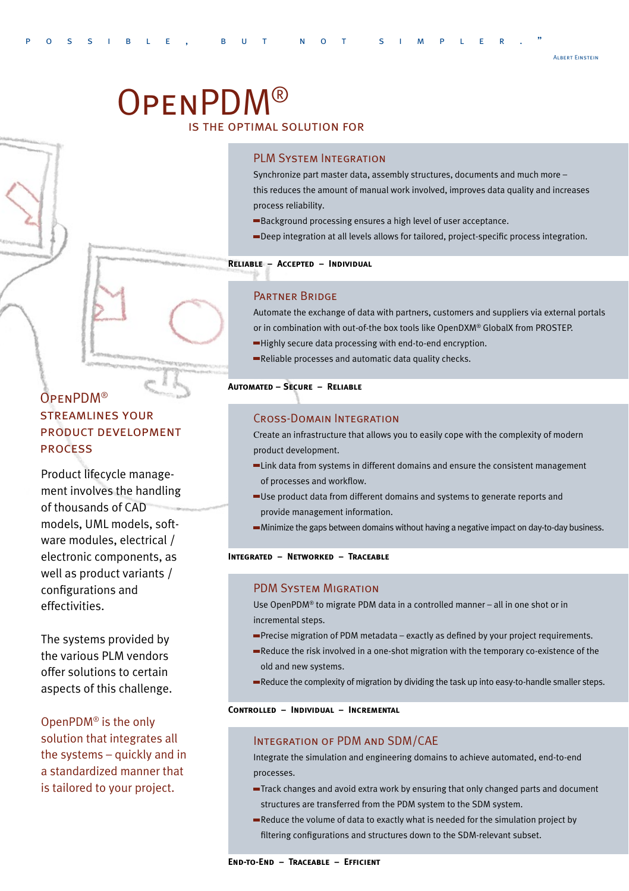…possible, but not simpler."

Albert Einstein

# OpenPDM®

## is the optimal solution for

### OpenPDM® streamlines your product development process

Product lifecycle management involves the handling of thousands of CAD models, UML models, software modules, electrical / electronic components, as well as product variants / configurations and effectivities.

The systems provided by the various PLM vendors offer solutions to certain aspects of this challenge.

OpenPDM® is the only solution that integrates all the systems – quickly and in a standardized manner that is tailored to your project.

### PLM System Integration

Synchronize part master data, assembly structures, documents and much more – this reduces the amount of manual work involved, improves data quality and increases process reliability.

- Background processing ensures a high level of user acceptance.
- Deep integration at all levels allows for tailored, project-specific process integration.

**Reliable – Accepted – Individual**

### Partner Bridge

Automate the exchange of data with partners, customers and suppliers via external portals or in combination with out-of-the box tools like OpenDXM® GlobalX from PROSTEP.

- Highly secure data processing with end-to-end encryption.
- Reliable processes and automatic data quality checks.

**Automated – Secure – Reliable**

### Cross-Domain Integration

Create an infrastructure that allows you to easily cope with the complexity of modern product development.

- Link data from systems in different domains and ensure the consistent management of processes and workflow.
- Use product data from different domains and systems to generate reports and provide management information.
- Minimize the gaps between domains without having a negative impact on day-to-day business.

**Integrated – Networked – Traceable**

### PDM System Migration

Use OpenPDM® to migrate PDM data in a controlled manner – all in one shot or in incremental steps.

- Precise migration of PDM metadata – exactly as defined by your project requirements.
- Reduce the risk involved in a one-shot migration with the temporary co-existence of the old and new systems.
- Reduce the complexity of migration by dividing the task up into easy-to-handle smaller steps.

**Controlled – Individual – Incremental**

### Integration of PDM and SDM/CAE

Integrate the simulation and engineering domains to achieve automated, end-to-end processes.

- Track changes and avoid extra work by ensuring that only changed parts and document structures are transferred from the PDM system to the SDM system.
- Reduce the volume of data to exactly what is needed for the simulation project by filtering configurations and structures down to the SDM-relevant subset.

**End-to-End – Traceable – Efficient**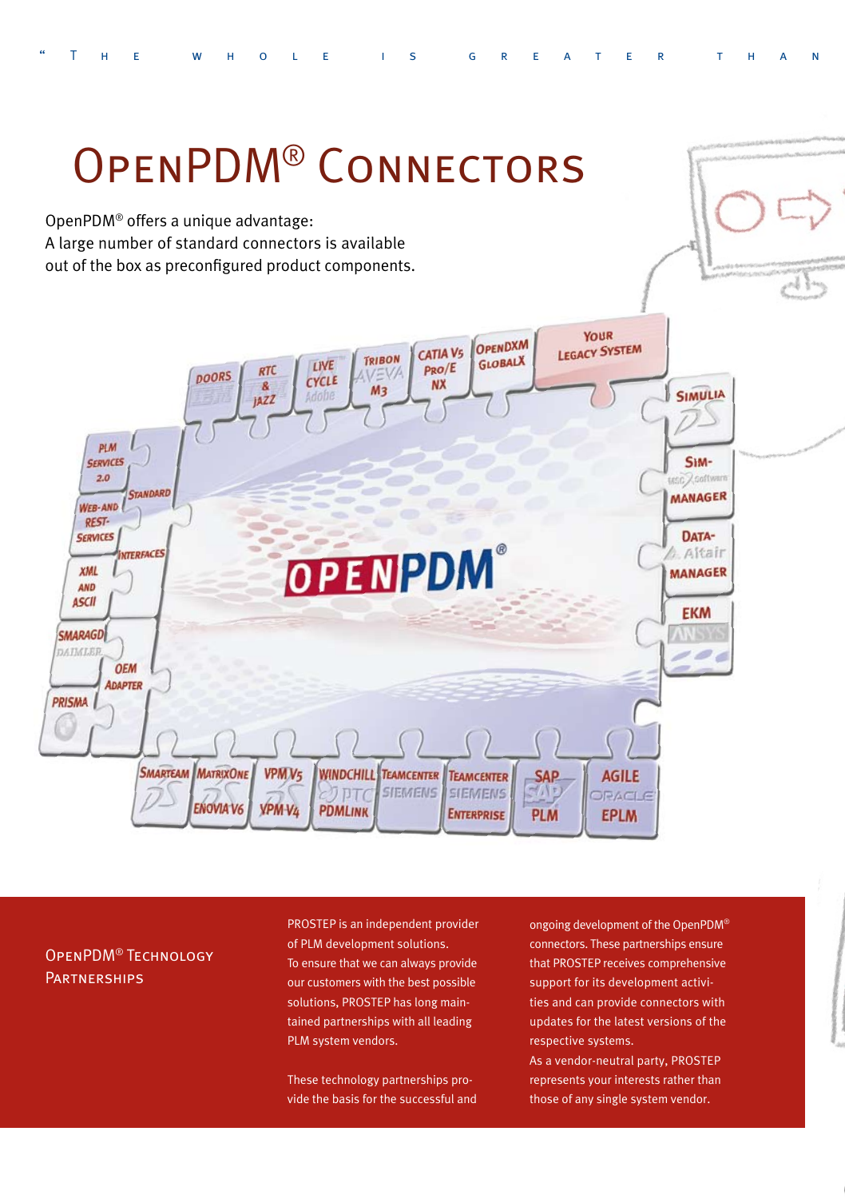# OpenPDM® Connectors

OpenPDM® offers a unique advantage:
A large number of standard connectors is available out of the box as preconfigured product components.

OPENPDM®

DOORS · RTC & JAZZ · LIVE CYCLE · TRIBON AVEVA M3 · CATIA V5 PRO/E NX · OPENDXM GLOBALX · YOUR LEGACY SYSTEM

SIMULIA · SIM-MANAGER · DATA-MANAGER · EKM

SMARTEAM · MATRIXONE ENOVIA V6 · VPM V5 VPM V4 · WINDCHILL PDMLINK · TEAMCENTER · TEAMCENTER ENTERPRISE · SAP PLM · AGILE EPLM

PLM SERVICES 2.0 · WEB-AND REST-SERVICES · XML AND ASCII · STANDARD INTERFACES · SMARAGD · OEM ADAPTER · PRISMA

## OpenPDM® Technology Partnerships

PROSTEP is an independent provider of PLM development solutions. To ensure that we can always provide our customers with the best possible solutions, PROSTEP has long maintained partnerships with all leading PLM system vendors.

These technology partnerships provide the basis for the successful and ongoing development of the OpenPDM® connectors. These partnerships ensure that PROSTEP receives comprehensive support for its development activities and can provide connectors with updates for the latest versions of the respective systems.
As a vendor-neutral party, PROSTEP represents your interests rather than those of any single system vendor.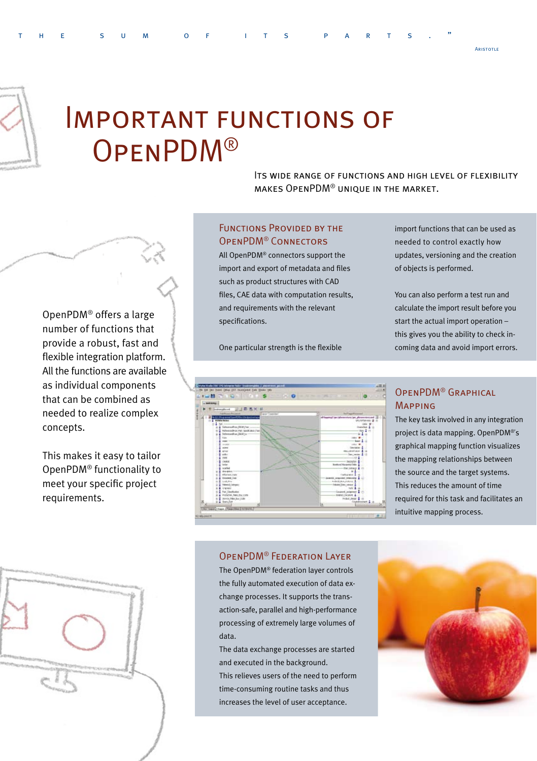THE SUM OF ITS PARTS."

ARISTOTLE

# Important functions of OpenPDM®

Its wide range of functions and high level of flexibility makes OpenPDM® unique in the market.

OpenPDM® offers a large number of functions that provide a robust, fast and flexible integration platform. All the functions are available as individual components that can be combined as needed to realize complex concepts.

This makes it easy to tailor OpenPDM® functionality to meet your specific project requirements.

## Functions provided by the OpenPDM® connectors

All OpenPDM® connectors support the import and export of metadata and files such as product structures with CAD files, CAE data with computation results, and requirements with the relevant specifications.

One particular strength is the flexible import functions that can be used as needed to control exactly how updates, versioning and the creation of objects is performed.

You can also perform a test run and calculate the import result before you start the actual import operation – this gives you the ability to check incoming data and avoid import errors.

## OpenPDM® Graphical Mapping

The key task involved in any integration project is data mapping. OpenPDM®'s graphical mapping function visualizes the mapping relationships between the source and the target systems. This reduces the amount of time required for this task and facilitates an intuitive mapping process.

## OpenPDM® Federation Layer

The OpenPDM® federation layer controls the fully automated execution of data exchange processes. It supports the transaction-safe, parallel and high-performance processing of extremely large volumes of data.

The data exchange processes are started and executed in the background.

This relieves users of the need to perform time-consuming routine tasks and thus increases the level of user acceptance.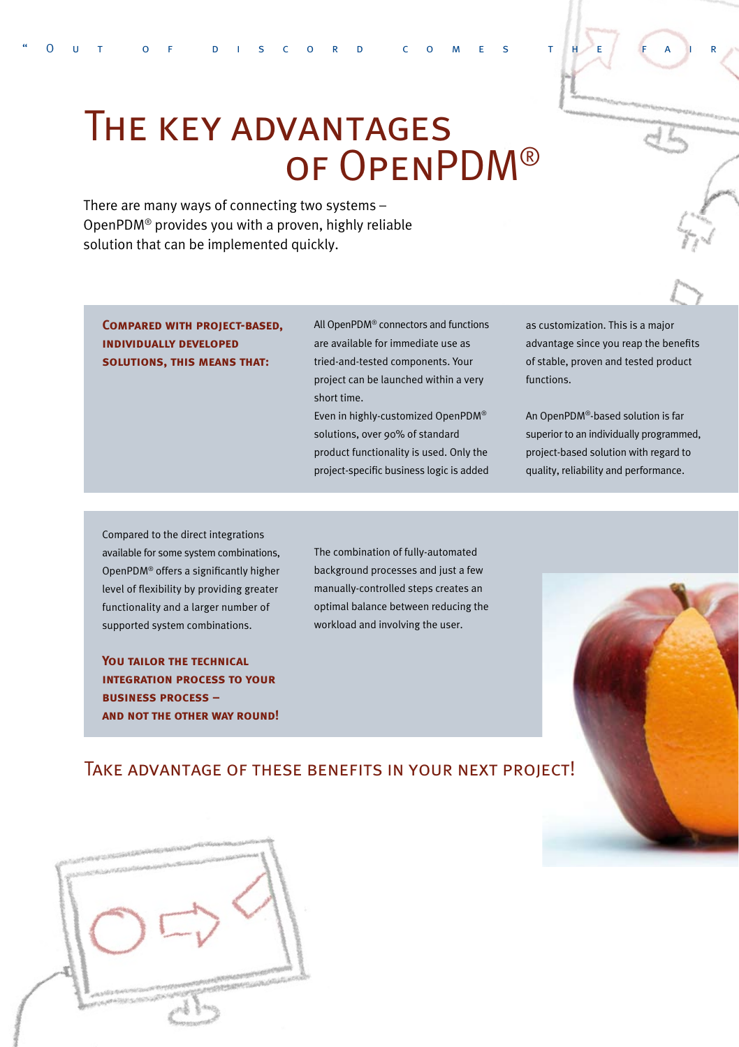"Out of discord comes the fair

# The key advantages of OpenPDM®

There are many ways of connecting two systems – OpenPDM® provides you with a proven, highly reliable solution that can be implemented quickly.

**Compared with project-based, individually developed solutions, this means that:**

All OpenPDM® connectors and functions are available for immediate use as tried-and-tested components. Your project can be launched within a very short time.

Even in highly-customized OpenPDM® solutions, over 90% of standard product functionality is used. Only the project-specific business logic is added as customization. This is a major advantage since you reap the benefits of stable, proven and tested product functions.

An OpenPDM®-based solution is far superior to an individually programmed, project-based solution with regard to quality, reliability and performance.

Compared to the direct integrations available for some system combinations, OpenPDM® offers a significantly higher level of flexibility by providing greater functionality and a larger number of supported system combinations.

**You tailor the technical integration process to your business process – and not the other way round!**

The combination of fully-automated background processes and just a few manually-controlled steps creates an optimal balance between reducing the workload and involving the user.

## Take advantage of these benefits in your next project!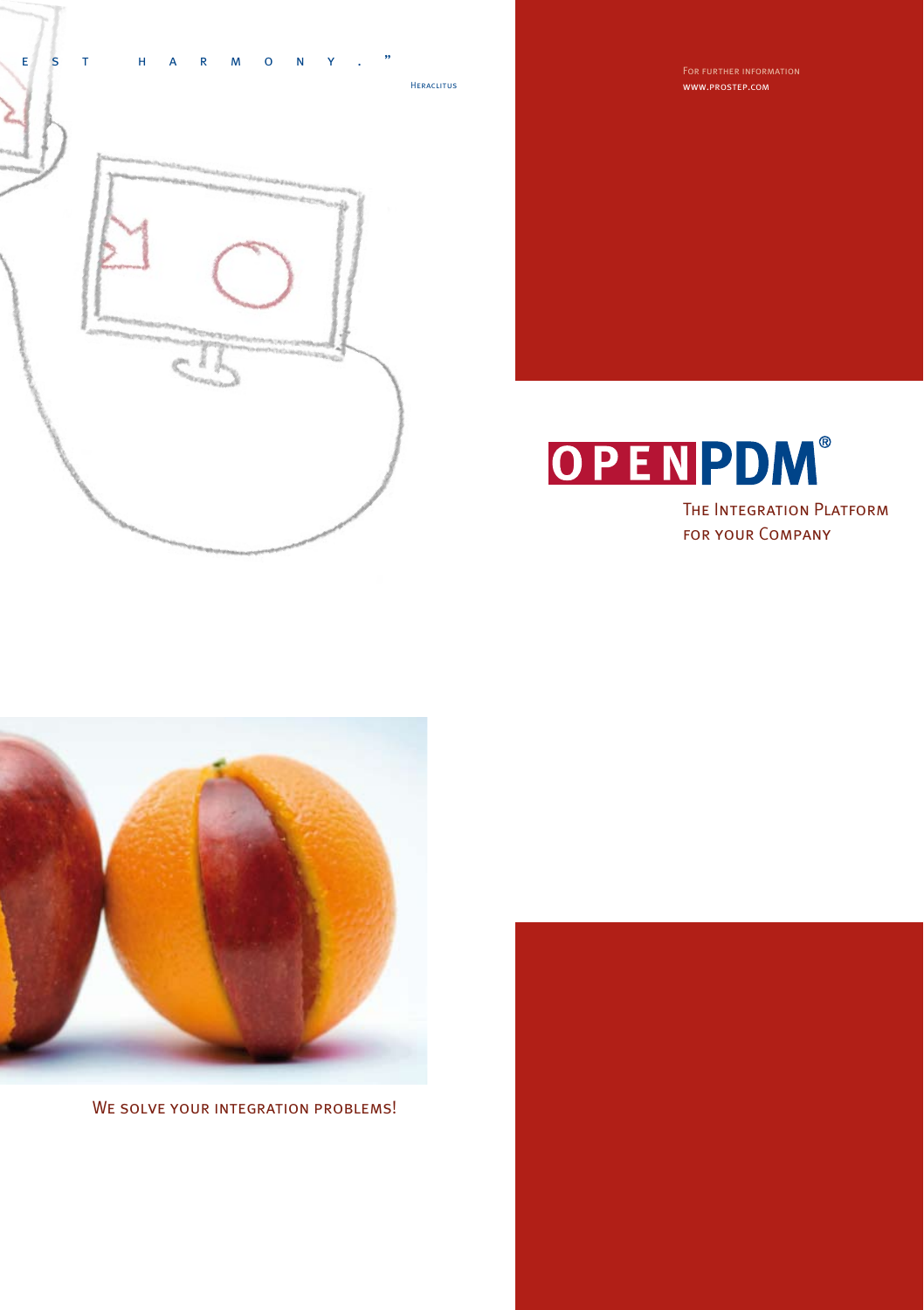E S T H A R M O N Y . "

Heraclitus

For further information
www.prostep.com

# OPENPDM®

The Integration Platform
for your Company

We solve your integration problems!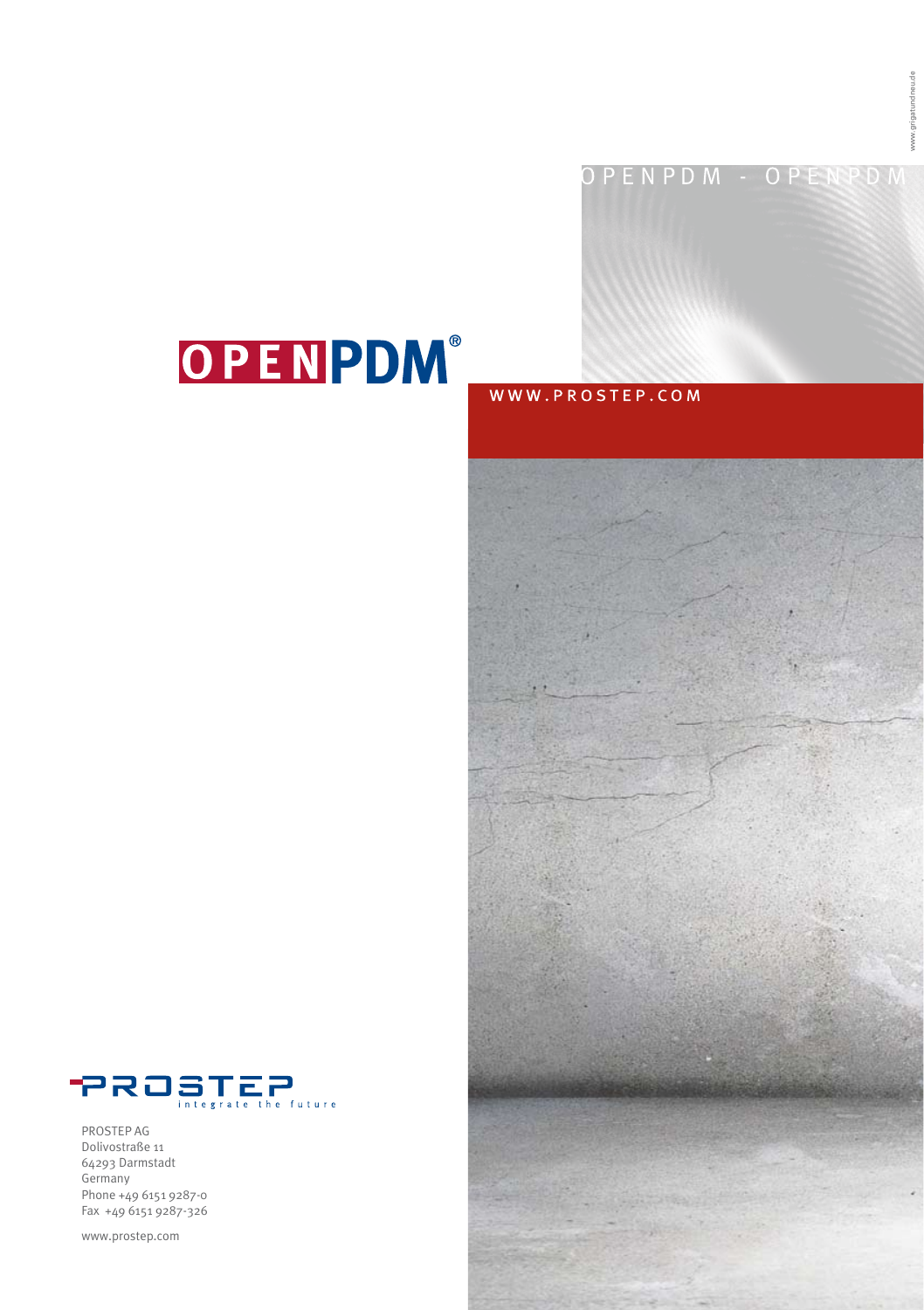OPENPDM - OPENPDM

OPENPDM®

WWW.PROSTEP.COM

PROSTEP integrate the future

PROSTEP AG
Dolivostraße 11
64293 Darmstadt
Germany
Phone +49 6151 9287-0
Fax +49 6151 9287-326

www.prostep.com

www.grigatundneu.de